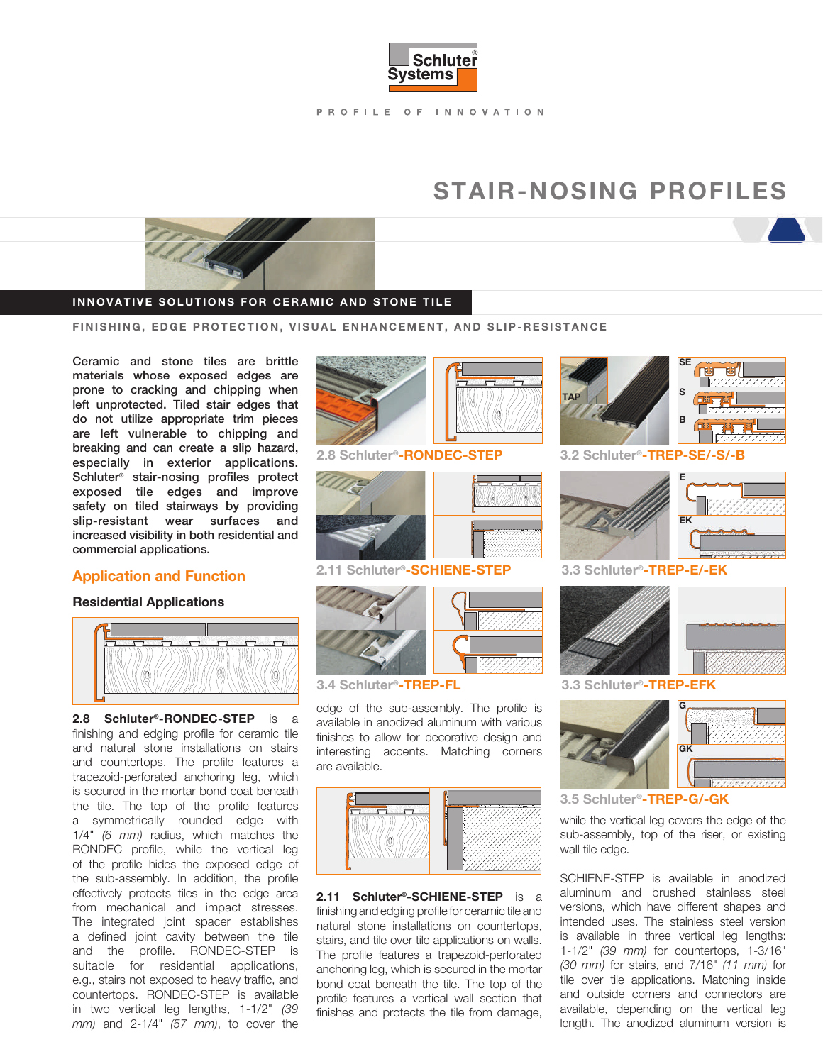Schluter® Systems

PROFILE OF INNOVATION

# STAIR-NOSING PROFILES

INNOVATIVE SOLUTIONS FOR CERAMIC AND STONE TILE

FINISHING, EDGE PROTECTION, VISUAL ENHANCEMENT, AND SLIP-RESISTANCE

**Ceramic and stone tiles are brittle materials whose exposed edges are prone to cracking and chipping when left unprotected. Tiled stair edges that do not utilize appropriate trim pieces are left vulnerable to chipping and breaking and can create a slip hazard, especially in exterior applications. Schluter® stair-nosing profiles protect exposed tile edges and improve safety on tiled stairways by providing slip-resistant wear surfaces and increased visibility in both residential and commercial applications.**

## Application and Function

### Residential Applications

**2.8 Schluter®-RONDEC-STEP** is a finishing and edging profile for ceramic tile and natural stone installations on stairs and countertops. The profile features a trapezoid-perforated anchoring leg, which is secured in the mortar bond coat beneath the tile. The top of the profile features a symmetrically rounded edge with 1/4" *(6 mm)* radius, which matches the RONDEC profile, while the vertical leg of the profile hides the exposed edge of the sub-assembly. In addition, the profile effectively protects tiles in the edge area from mechanical and impact stresses. The integrated joint spacer establishes a defined joint cavity between the tile and the profile. RONDEC-STEP is suitable for residential applications, e.g., stairs not exposed to heavy traffic, and countertops. RONDEC-STEP is available in two vertical leg lengths, 1-1/2" *(39 mm)* and 2-1/4" *(57 mm)*, to cover the edge of the sub-assembly. The profile is available in anodized aluminum with various finishes to allow for decorative design and interesting accents. Matching corners are available.

2.8 Schluter®-RONDEC-STEP

2.11 Schluter®-SCHIENE-STEP

3.4 Schluter®-TREP-FL

3.2 Schluter®-TREP-SE/-S/-B

3.3 Schluter®-TREP-E/-EK

3.3 Schluter®-TREP-EFK

3.5 Schluter®-TREP-G/-GK

**2.11 Schluter®-SCHIENE-STEP** is a finishing and edging profile for ceramic tile and natural stone installations on countertops, stairs, and tile over tile applications on walls. The profile features a trapezoid-perforated anchoring leg, which is secured in the mortar bond coat beneath the tile. The top of the profile features a vertical wall section that finishes and protects the tile from damage, while the vertical leg covers the edge of the sub-assembly, top of the riser, or existing wall tile edge.

SCHIENE-STEP is available in anodized aluminum and brushed stainless steel versions, which have different shapes and intended uses. The stainless steel version is available in three vertical leg lengths: 1-1/2" *(39 mm)* for countertops, 1-3/16" *(30 mm)* for stairs, and 7/16" *(11 mm)* for tile over tile applications. Matching inside and outside corners and connectors are available, depending on the vertical leg length. The anodized aluminum version is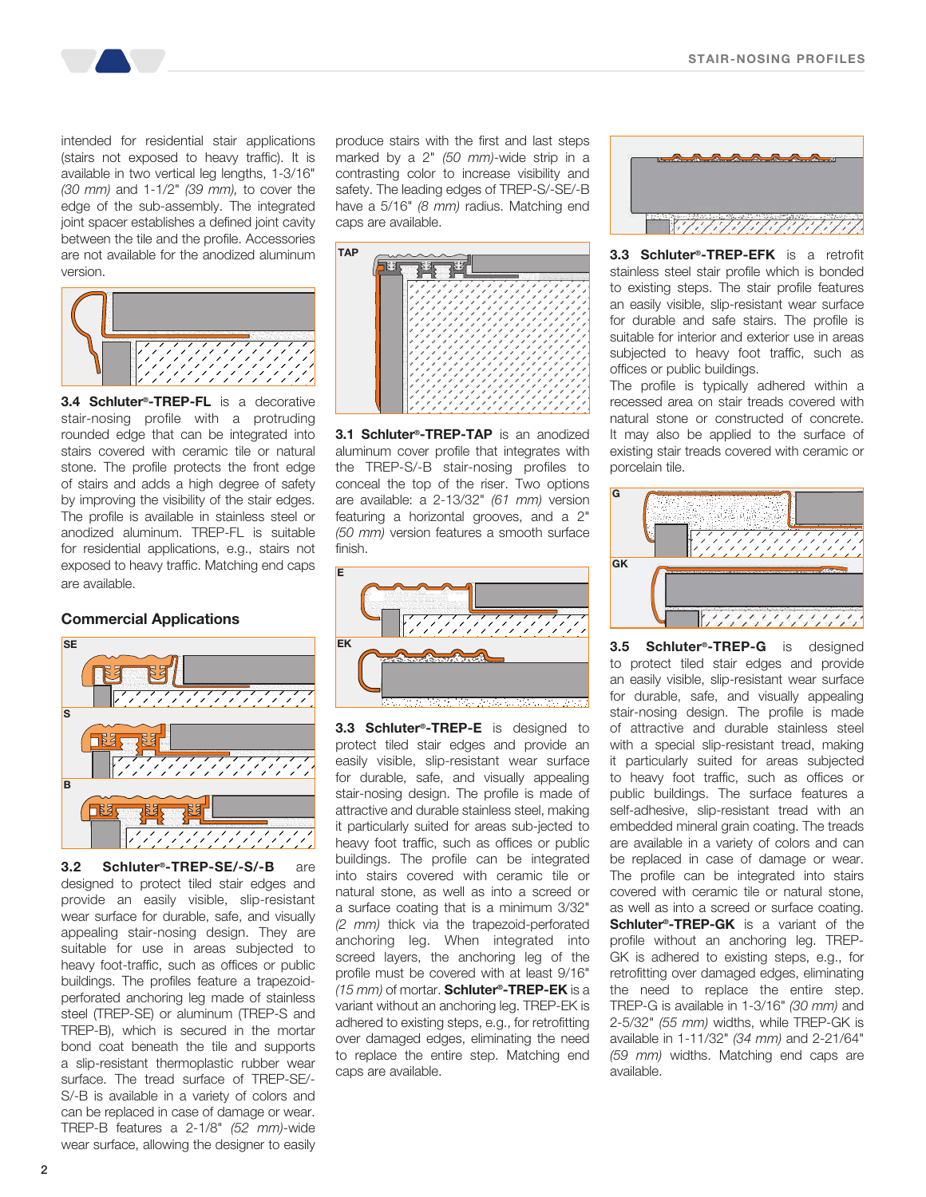intended for residential stair applications (stairs not exposed to heavy traffic). It is available in two vertical leg lengths, 1-3/16" *(30 mm)* and 1-1/2" *(39 mm),* to cover the edge of the sub-assembly. The integrated joint spacer establishes a defined joint cavity between the tile and the profile. Accessories are not available for the anodized aluminum version.

**3.4 Schluter®-TREP-FL** is a decorative stair-nosing profile with a protruding rounded edge that can be integrated into stairs covered with ceramic tile or natural stone. The profile protects the front edge of stairs and adds a high degree of safety by improving the visibility of the stair edges. The profile is available in stainless steel or anodized aluminum. TREP-FL is suitable for residential applications, e.g., stairs not exposed to heavy traffic. Matching end caps are available.

## Commercial Applications

SE

S

B

**3.2 Schluter®-TREP-SE/-S/-B** are designed to protect tiled stair edges and provide an easily visible, slip-resistant wear surface for durable, safe, and visually appealing stair-nosing design. They are suitable for use in areas subjected to heavy foot-traffic, such as offices or public buildings. The profiles feature a trapezoid-perforated anchoring leg made of stainless steel (TREP-SE) or aluminum (TREP-S and TREP-B), which is secured in the mortar bond coat beneath the tile and supports a slip-resistant thermoplastic rubber wear surface. The tread surface of TREP-SE/-S/-B is available in a variety of colors and can be replaced in case of damage or wear. TREP-B features a 2-1/8" *(52 mm)*-wide wear surface, allowing the designer to easily produce stairs with the first and last steps marked by a 2" *(50 mm)*-wide strip in a contrasting color to increase visibility and safety. The leading edges of TREP-S/-SE/-B have a 5/16" *(8 mm)* radius. Matching end caps are available.

TAP

**3.1 Schluter®-TREP-TAP** is an anodized aluminum cover profile that integrates with the TREP-S/-B stair-nosing profiles to conceal the top of the riser. Two options are available: a 2-13/32" *(61 mm)* version featuring a horizontal grooves, and a 2" *(50 mm)* version features a smooth surface finish.

E

EK

**3.3 Schluter®-TREP-E** is designed to protect tiled stair edges and provide an easily visible, slip-resistant wear surface for durable, safe, and visually appealing stair-nosing design. The profile is made of attractive and durable stainless steel, making it particularly suited for areas sub-jected to heavy foot traffic, such as offices or public buildings. The profile can be integrated into stairs covered with ceramic tile or natural stone, as well as into a screed or a surface coating that is a minimum 3/32" *(2 mm)* thick via the trapezoid-perforated anchoring leg. When integrated into screed layers, the anchoring leg of the profile must be covered with at least 9/16" *(15 mm)* of mortar. **Schluter®-TREP-EK** is a variant without an anchoring leg. TREP-EK is adhered to existing steps, e.g., for retrofitting over damaged edges, eliminating the need to replace the entire step. Matching end caps are available.

**3.3 Schluter®-TREP-EFK** is a retrofit stainless steel stair profile which is bonded to existing steps. The stair profile features an easily visible, slip-resistant wear surface for durable and safe stairs. The profile is suitable for interior and exterior use in areas subjected to heavy foot traffic, such as offices or public buildings.
The profile is typically adhered within a recessed area on stair treads covered with natural stone or constructed of concrete. It may also be applied to the surface of existing stair treads covered with ceramic or porcelain tile.

G

GK

**3.5 Schluter®-TREP-G** is designed to protect tiled stair edges and provide an easily visible, slip-resistant wear surface for durable, safe, and visually appealing stair-nosing design. The profile is made of attractive and durable stainless steel with a special slip-resistant tread, making it particularly suited for areas subjected to heavy foot traffic, such as offices or public buildings. The surface features a self-adhesive, slip-resistant tread with an embedded mineral grain coating. The treads are available in a variety of colors and can be replaced in case of damage or wear. The profile can be integrated into stairs covered with ceramic tile or natural stone, as well as into a screed or surface coating. **Schluter®-TREP-GK** is a variant of the profile without an anchoring leg. TREP-GK is adhered to existing steps, e.g., for retrofitting over damaged edges, eliminating the need to replace the entire step. TREP-G is available in 1-3/16" *(30 mm)* and 2-5/32" *(55 mm)* widths, while TREP-GK is available in 1-11/32" *(34 mm)* and 2-21/64" *(59 mm)* widths. Matching end caps are available.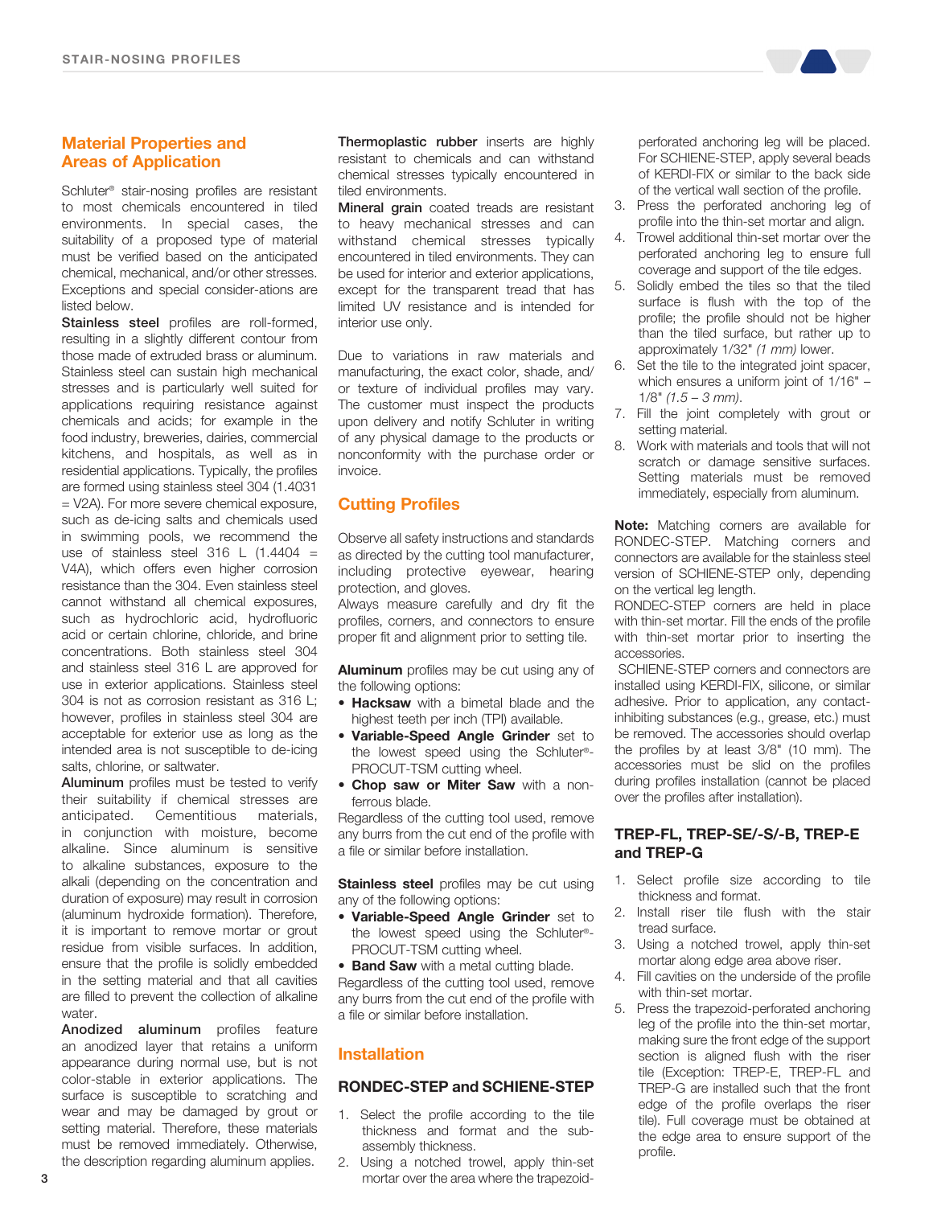## Material Properties and Areas of Application

Schluter® stair-nosing profiles are resistant to most chemicals encountered in tiled environments. In special cases, the suitability of a proposed type of material must be verified based on the anticipated chemical, mechanical, and/or other stresses. Exceptions and special consider-ations are listed below.

**Stainless steel** profiles are roll-formed, resulting in a slightly different contour from those made of extruded brass or aluminum. Stainless steel can sustain high mechanical stresses and is particularly well suited for applications requiring resistance against chemicals and acids; for example in the food industry, breweries, dairies, commercial kitchens, and hospitals, as well as in residential applications. Typically, the profiles are formed using stainless steel 304 (1.4031 = V2A). For more severe chemical exposure, such as de-icing salts and chemicals used in swimming pools, we recommend the use of stainless steel 316 L (1.4404 = V4A), which offers even higher corrosion resistance than the 304. Even stainless steel cannot withstand all chemical exposures, such as hydrochloric acid, hydrofluoric acid or certain chlorine, chloride, and brine concentrations. Both stainless steel 304 and stainless steel 316 L are approved for use in exterior applications. Stainless steel 304 is not as corrosion resistant as 316 L; however, profiles in stainless steel 304 are acceptable for exterior use as long as the intended area is not susceptible to de-icing salts, chlorine, or saltwater.

**Aluminum** profiles must be tested to verify their suitability if chemical stresses are anticipated. Cementitious materials, in conjunction with moisture, become alkaline. Since aluminum is sensitive to alkaline substances, exposure to the alkali (depending on the concentration and duration of exposure) may result in corrosion (aluminum hydroxide formation). Therefore, it is important to remove mortar or grout residue from visible surfaces. In addition, ensure that the profile is solidly embedded in the setting material and that all cavities are filled to prevent the collection of alkaline water.

**Anodized aluminum** profiles feature an anodized layer that retains a uniform appearance during normal use, but is not color-stable in exterior applications. The surface is susceptible to scratching and wear and may be damaged by grout or setting material. Therefore, these materials must be removed immediately. Otherwise, the description regarding aluminum applies.

**Thermoplastic rubber** inserts are highly resistant to chemicals and can withstand chemical stresses typically encountered in tiled environments.

**Mineral grain** coated treads are resistant to heavy mechanical stresses and can withstand chemical stresses typically encountered in tiled environments. They can be used for interior and exterior applications, except for the transparent tread that has limited UV resistance and is intended for interior use only.

Due to variations in raw materials and manufacturing, the exact color, shade, and/or texture of individual profiles may vary. The customer must inspect the products upon delivery and notify Schluter in writing of any physical damage to the products or nonconformity with the purchase order or invoice.

## Cutting Profiles

Observe all safety instructions and standards as directed by the cutting tool manufacturer, including protective eyewear, hearing protection, and gloves.

Always measure carefully and dry fit the profiles, corners, and connectors to ensure proper fit and alignment prior to setting tile.

**Aluminum** profiles may be cut using any of the following options:

- **Hacksaw** with a bimetal blade and the highest teeth per inch (TPI) available.
- **Variable-Speed Angle Grinder** set to the lowest speed using the Schluter®-PROCUT-TSM cutting wheel.
- **Chop saw or Miter Saw** with a non-ferrous blade.

Regardless of the cutting tool used, remove any burrs from the cut end of the profile with a file or similar before installation.

**Stainless steel** profiles may be cut using any of the following options:

- **Variable-Speed Angle Grinder** set to the lowest speed using the Schluter®-PROCUT-TSM cutting wheel.
- **Band Saw** with a metal cutting blade.

Regardless of the cutting tool used, remove any burrs from the cut end of the profile with a file or similar before installation.

## Installation

### RONDEC-STEP and SCHIENE-STEP

1. Select the profile according to the tile thickness and format and the sub-assembly thickness.
2. Using a notched trowel, apply thin-set mortar over the area where the trapezoid-perforated anchoring leg will be placed. For SCHIENE-STEP, apply several beads of KERDI-FIX or similar to the back side of the vertical wall section of the profile.
3. Press the perforated anchoring leg of profile into the thin-set mortar and align.
4. Trowel additional thin-set mortar over the perforated anchoring leg to ensure full coverage and support of the tile edges.
5. Solidly embed the tiles so that the tiled surface is flush with the top of the profile; the profile should not be higher than the tiled surface, but rather up to approximately 1/32" *(1 mm)* lower.
6. Set the tile to the integrated joint spacer, which ensures a uniform joint of 1/16" – 1/8" *(1.5 – 3 mm)*.
7. Fill the joint completely with grout or setting material.
8. Work with materials and tools that will not scratch or damage sensitive surfaces. Setting materials must be removed immediately, especially from aluminum.

**Note:** Matching corners are available for RONDEC-STEP. Matching corners and connectors are available for the stainless steel version of SCHIENE-STEP only, depending on the vertical leg length.

RONDEC-STEP corners are held in place with thin-set mortar. Fill the ends of the profile with thin-set mortar prior to inserting the accessories.

SCHIENE-STEP corners and connectors are installed using KERDI-FIX, silicone, or similar adhesive. Prior to application, any contact-inhibiting substances (e.g., grease, etc.) must be removed. The accessories should overlap the profiles by at least 3/8" (10 mm). The accessories must be slid on the profiles during profiles installation (cannot be placed over the profiles after installation).

### TREP-FL, TREP-SE/-S/-B, TREP-E and TREP-G

1. Select profile size according to tile thickness and format.
2. Install riser tile flush with the stair tread surface.
3. Using a notched trowel, apply thin-set mortar along edge area above riser.
4. Fill cavities on the underside of the profile with thin-set mortar.
5. Press the trapezoid-perforated anchoring leg of the profile into the thin-set mortar, making sure the front edge of the support section is aligned flush with the riser tile (Exception: TREP-E, TREP-FL and TREP-G are installed such that the front edge of the profile overlaps the riser tile). Full coverage must be obtained at the edge area to ensure support of the profile.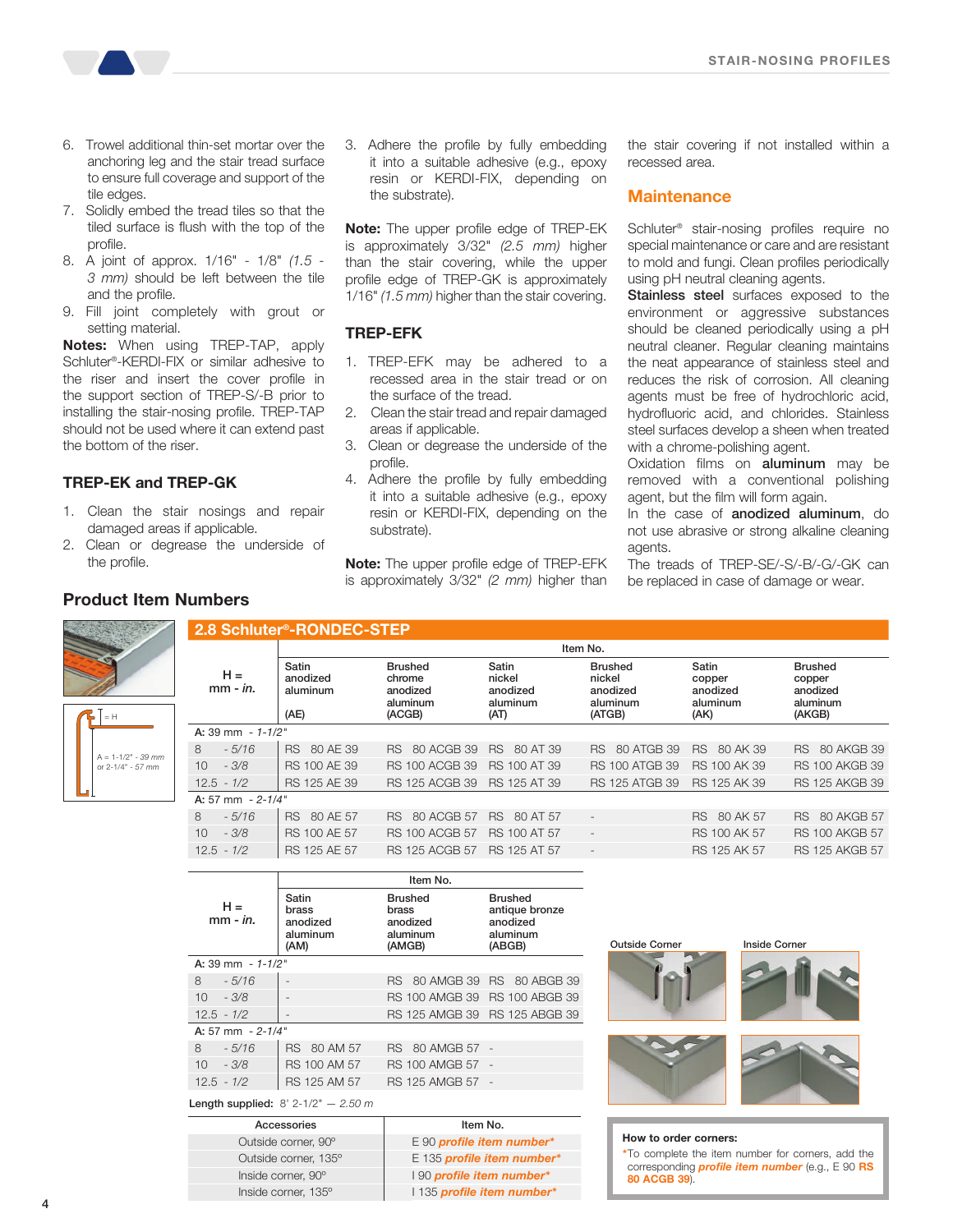6. Trowel additional thin-set mortar over the anchoring leg and the stair tread surface to ensure full coverage and support of the tile edges.
7. Solidly embed the tread tiles so that the tiled surface is flush with the top of the profile.
8. A joint of approx. 1/16" - 1/8" *(1.5 - 3 mm)* should be left between the tile and the profile.
9. Fill joint completely with grout or setting material.

**Notes:** When using TREP-TAP, apply Schluter®-KERDI-FIX or similar adhesive to the riser and insert the cover profile in the support section of TREP-S/-B prior to installing the stair-nosing profile. TREP-TAP should not be used where it can extend past the bottom of the riser.

### TREP-EK and TREP-GK

1. Clean the stair nosings and repair damaged areas if applicable.
2. Clean or degrease the underside of the profile.
3. Adhere the profile by fully embedding it into a suitable adhesive (e.g., epoxy resin or KERDI-FIX, depending on the substrate).

**Note:** The upper profile edge of TREP-EK is approximately 3/32" *(2.5 mm)* higher than the stair covering, while the upper profile edge of TREP-GK is approximately 1/16" *(1.5 mm)* higher than the stair covering.

### TREP-EFK

1. TREP-EFK may be adhered to a recessed area in the stair tread or on the surface of the tread.
2. Clean the stair tread and repair damaged areas if applicable.
3. Clean or degrease the underside of the profile.
4. Adhere the profile by fully embedding it into a suitable adhesive (e.g., epoxy resin or KERDI-FIX, depending on the substrate).

**Note:** The upper profile edge of TREP-EFK is approximately 3/32" *(2 mm)* higher than the stair covering if not installed within a recessed area.

## Maintenance

Schluter® stair-nosing profiles require no special maintenance or care and are resistant to mold and fungi. Clean profiles periodically using pH neutral cleaning agents.

**Stainless steel** surfaces exposed to the environment or aggressive substances should be cleaned periodically using a pH neutral cleaner. Regular cleaning maintains the neat appearance of stainless steel and reduces the risk of corrosion. All cleaning agents must be free of hydrochloric acid, hydrofluoric acid, and chlorides. Stainless steel surfaces develop a sheen when treated with a chrome-polishing agent.

Oxidation films on **aluminum** may be removed with a conventional polishing agent, but the film will form again.

In the case of **anodized aluminum**, do not use abrasive or strong alkaline cleaning agents.

The treads of TREP-SE/-S/-B/-G/-GK can be replaced in case of damage or wear.

## Product Item Numbers

### 2.8 Schluter®-RONDEC-STEP

= H

A = 1-1/2" - *39 mm* or 2-1/4" - *57 mm*

| H = mm - *in.* | Satin anodized aluminum (AE) | Brushed chrome anodized aluminum (ACGB) | Satin nickel anodized aluminum (AT) | Brushed nickel anodized aluminum (ATGB) | Satin copper anodized aluminum (AK) | Brushed copper anodized aluminum (AKGB) |
|---|---|---|---|---|---|---|
| **A: 39 mm - *1-1/2"*** | | | | | | |
| 8 - *5/16* | RS 80 AE 39 | RS 80 ACGB 39 | RS 80 AT 39 | RS 80 ATGB 39 | RS 80 AK 39 | RS 80 AKGB 39 |
| 10 - *3/8* | RS 100 AE 39 | RS 100 ACGB 39 | RS 100 AT 39 | RS 100 ATGB 39 | RS 100 AK 39 | RS 100 AKGB 39 |
| 12.5 - *1/2* | RS 125 AE 39 | RS 125 ACGB 39 | RS 125 AT 39 | RS 125 ATGB 39 | RS 125 AK 39 | RS 125 AKGB 39 |
| **A: 57 mm - *2-1/4"*** | | | | | | |
| 8 - *5/16* | RS 80 AE 57 | RS 80 ACGB 57 | RS 80 AT 57 | - | RS 80 AK 57 | RS 80 AKGB 57 |
| 10 - *3/8* | RS 100 AE 57 | RS 100 ACGB 57 | RS 100 AT 57 | - | RS 100 AK 57 | RS 100 AKGB 57 |
| 12.5 - *1/2* | RS 125 AE 57 | RS 125 ACGB 57 | RS 125 AT 57 | - | RS 125 AK 57 | RS 125 AKGB 57 |

| H = mm - *in.* | Satin brass anodized aluminum (AM) | Brushed brass anodized aluminum (AMGB) | Brushed antique bronze anodized aluminum (ABGB) |
|---|---|---|---|
| **A: 39 mm - *1-1/2"*** | | | |
| 8 - *5/16* | - | RS 80 AMGB 39 | RS 80 ABGB 39 |
| 10 - *3/8* | - | RS 100 AMGB 39 | RS 100 ABGB 39 |
| 12.5 - *1/2* | - | RS 125 AMGB 39 | RS 125 ABGB 39 |
| **A: 57 mm - *2-1/4"*** | | | |
| 8 - *5/16* | RS 80 AM 57 | RS 80 AMGB 57 | - |
| 10 - *3/8* | RS 100 AM 57 | RS 100 AMGB 57 | - |
| 12.5 - *1/2* | RS 125 AM 57 | RS 125 AMGB 57 | - |

**Length supplied:** 8' 2-1/2" — *2.50 m*

| Accessories | Item No. |
|---|---|
| Outside corner, 90° | E 90 ***profile item number**** |
| Outside corner, 135° | E 135 ***profile item number**** |
| Inside corner, 90° | I 90 ***profile item number**** |
| Inside corner, 135° | I 135 ***profile item number**** |

Outside Corner

Inside Corner

**How to order corners:**

*To complete the item number for corners, add the corresponding ***profile item number*** (e.g., E 90 **RS 80 ACGB 39**).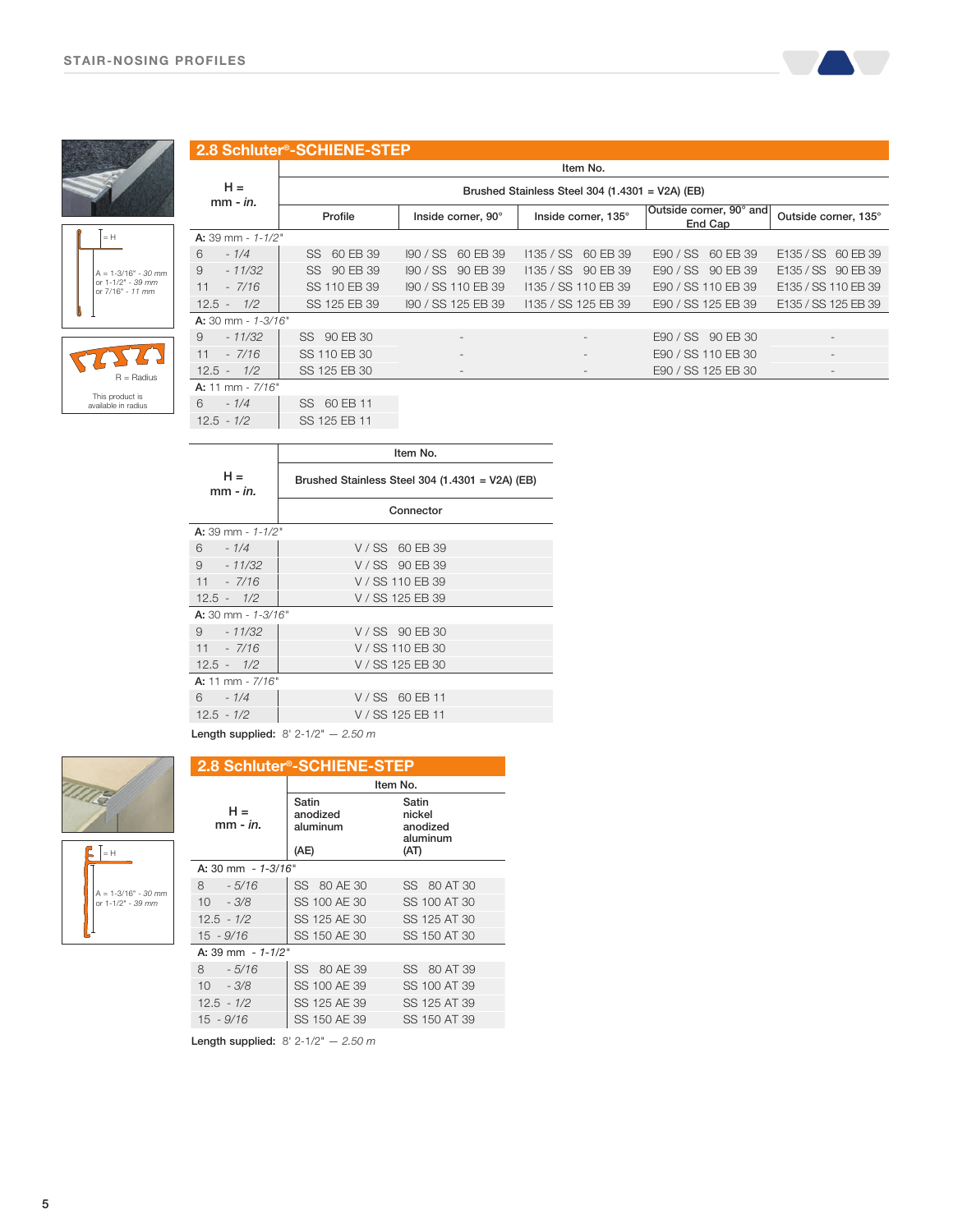## 2.8 Schluter®-SCHIENE-STEP

| H = mm - *in.* | Item No. | | | | |
|---|---|---|---|---|---|
| | Brushed Stainless Steel 304 (1.4301 = V2A) (EB) | | | | |
| | Profile | Inside corner, 90° | Inside corner, 135° | Outside corner, 90° and End Cap | Outside corner, 135° |
| **A:** 39 mm - *1-1/2"* | | | | | |
| 6 - *1/4* | SS 60 EB 39 | I90 / SS 60 EB 39 | I135 / SS 60 EB 39 | E90 / SS 60 EB 39 | E135 / SS 60 EB 39 |
| 9 - *11/32* | SS 90 EB 39 | I90 / SS 90 EB 39 | I135 / SS 90 EB 39 | E90 / SS 90 EB 39 | E135 / SS 90 EB 39 |
| 11 - *7/16* | SS 110 EB 39 | I90 / SS 110 EB 39 | I135 / SS 110 EB 39 | E90 / SS 110 EB 39 | E135 / SS 110 EB 39 |
| 12.5 - *1/2* | SS 125 EB 39 | I90 / SS 125 EB 39 | I135 / SS 125 EB 39 | E90 / SS 125 EB 39 | E135 / SS 125 EB 39 |
| **A:** 30 mm - *1-3/16"* | | | | | |
| 9 - *11/32* | SS 90 EB 30 | - | - | E90 / SS 90 EB 30 | - |
| 11 - *7/16* | SS 110 EB 30 | - | - | E90 / SS 110 EB 30 | - |
| 12.5 - *1/2* | SS 125 EB 30 | - | - | E90 / SS 125 EB 30 | - |
| **A:** 11 mm - *7/16"* | | | | | |
| 6 - *1/4* | SS 60 EB 11 | | | | |
| 12.5 - *1/2* | SS 125 EB 11 | | | | |

A = 1-3/16" - *30 mm* or 1-1/2" - *39 mm* or 7/16" - *11 mm*

R = Radius

This product is available in radius

| H = mm - *in.* | Item No. |
|---|---|
| | Brushed Stainless Steel 304 (1.4301 = V2A) (EB) |
| | Connector |
| **A:** 39 mm - *1-1/2"* | |
| 6 - *1/4* | V / SS 60 EB 39 |
| 9 - *11/32* | V / SS 90 EB 39 |
| 11 - *7/16* | V / SS 110 EB 39 |
| 12.5 - *1/2* | V / SS 125 EB 39 |
| **A:** 30 mm - *1-3/16"* | |
| 9 - *11/32* | V / SS 90 EB 30 |
| 11 - *7/16* | V / SS 110 EB 30 |
| 12.5 - *1/2* | V / SS 125 EB 30 |
| **A:** 11 mm - *7/16"* | |
| 6 - *1/4* | V / SS 60 EB 11 |
| 12.5 - *1/2* | V / SS 125 EB 11 |

**Length supplied:** 8' 2-1/2" — *2.50 m*

## 2.8 Schluter®-SCHIENE-STEP

| H = mm - *in.* | Item No. | |
|---|---|---|
| | Satin anodized aluminum (AE) | Satin nickel anodized aluminum (AT) |
| **A:** 30 mm - *1-3/16"* | | |
| 8 - *5/16* | SS 80 AE 30 | SS 80 AT 30 |
| 10 - *3/8* | SS 100 AE 30 | SS 100 AT 30 |
| 12.5 - *1/2* | SS 125 AE 30 | SS 125 AT 30 |
| 15 - *9/16* | SS 150 AE 30 | SS 150 AT 30 |
| **A:** 39 mm - *1-1/2"* | | |
| 8 - *5/16* | SS 80 AE 39 | SS 80 AT 39 |
| 10 - *3/8* | SS 100 AE 39 | SS 100 AT 39 |
| 12.5 - *1/2* | SS 125 AE 39 | SS 125 AT 39 |
| 15 - *9/16* | SS 150 AE 39 | SS 150 AT 39 |

A = 1-3/16" - *30 mm* or 1-1/2" - *39 mm*

**Length supplied:** 8' 2-1/2" — *2.50 m*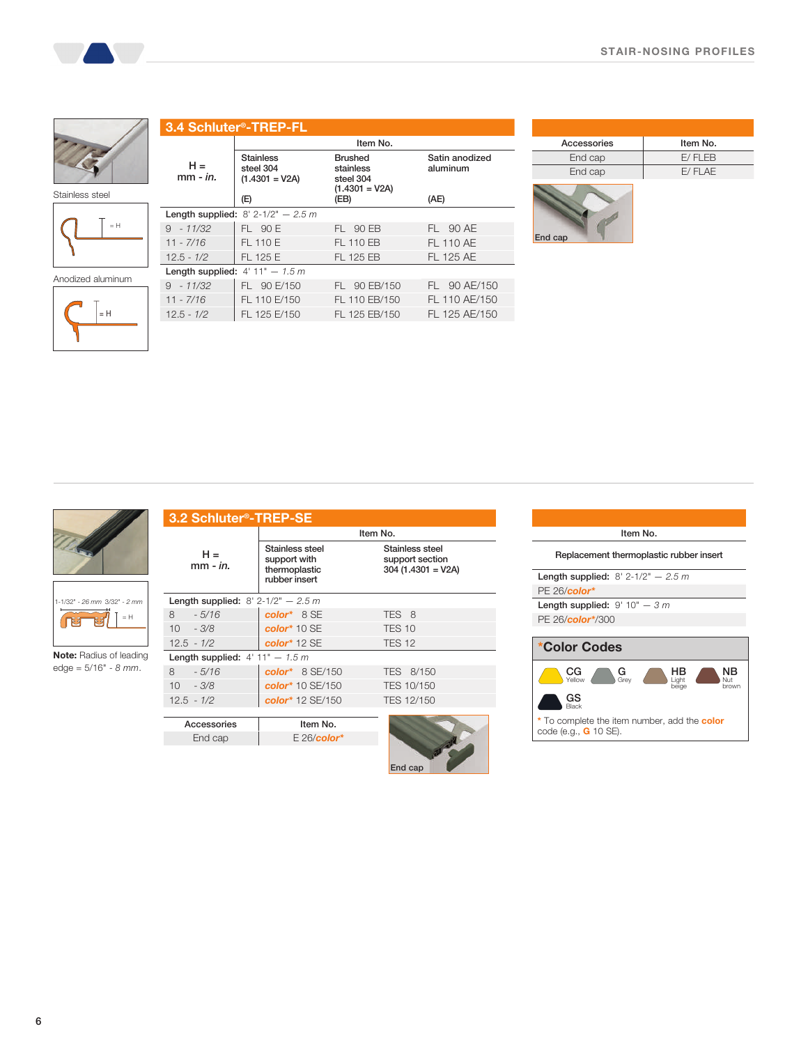## 3.4 Schluter®-TREP-FL

Stainless steel

Anodized aluminum

| H = mm - *in.* | Item No. | | |
|---|---|---|---|
| | Stainless steel 304 (1.4301 = V2A) (E) | Brushed stainless steel 304 (1.4301 = V2A) (EB) | Satin anodized aluminum (AE) |
| **Length supplied:** 8' 2-1/2" — *2.5 m* | | | |
| 9 - *11/32* | FL 90 E | FL 90 EB | FL 90 AE |
| 11 - *7/16* | FL 110 E | FL 110 EB | FL 110 AE |
| 12.5 - *1/2* | FL 125 E | FL 125 EB | FL 125 AE |
| **Length supplied:** 4' 11" — *1.5 m* | | | |
| 9 - *11/32* | FL 90 E/150 | FL 90 EB/150 | FL 90 AE/150 |
| 11 - *7/16* | FL 110 E/150 | FL 110 EB/150 | FL 110 AE/150 |
| 12.5 - *1/2* | FL 125 E/150 | FL 125 EB/150 | FL 125 AE/150 |

| Accessories | Item No. |
|---|---|
| End cap | E/ FLEB |
| End cap | E/ FLAE |

End cap

## 3.2 Schluter®-TREP-SE

1-1/32" - *26 mm* 3/32" - *2 mm*

**Note:** Radius of leading edge = 5/16" - *8 mm*.

| H = mm - *in.* | Item No. | |
|---|---|---|
| | Stainless steel support with thermoplastic rubber insert | Stainless steel support section 304 (1.4301 = V2A) |
| **Length supplied:** 8' 2-1/2" — *2.5 m* | | |
| 8 - *5/16* | *color** 8 SE | TES 8 |
| 10 - *3/8* | *color** 10 SE | TES 10 |
| 12.5 - *1/2* | *color** 12 SE | TES 12 |
| **Length supplied:** 4' 11" — *1.5 m* | | |
| 8 - *5/16* | *color** 8 SE/150 | TES 8/150 |
| 10 - *3/8* | *color** 10 SE/150 | TES 10/150 |
| 12.5 - *1/2* | *color** 12 SE/150 | TES 12/150 |

| Accessories | Item No. |
|---|---|
| End cap | E 26/*color** |

End cap

| Item No. |
|---|
| Replacement thermoplastic rubber insert |
| **Length supplied:** 8' 2-1/2" — *2.5 m* |
| PE 26/*color** |
| **Length supplied:** 9' 10" — *3 m* |
| PE 26/*color**/300 |

### *Color Codes

- **CG** Yellow
- **G** Grey
- **HB** Light beige
- **NB** Nut brown
- **GS** Black

* To complete the item number, add the **color** code (e.g., **G** 10 SE).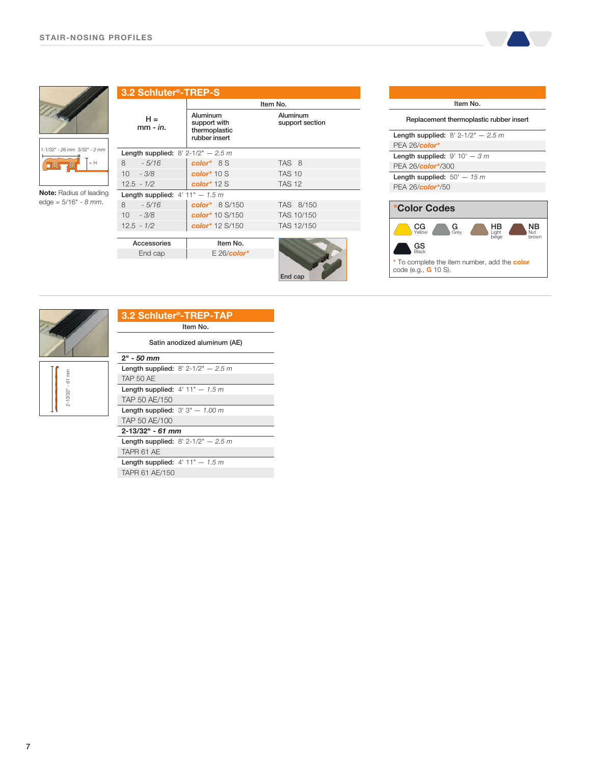## 3.2 Schluter®-TREP-S

1-1/32" - 26 mm 3/32" - 2 mm

= H

**Note:** Radius of leading edge = 5/16" - *8 mm.*

| H = mm - *in.* | Item No. | |
|---|---|---|
| | Aluminum support with thermoplastic rubber insert | Aluminum support section |
| **Length supplied:** 8' 2-1/2" — *2.5 m* | | |
| 8 - *5/16* | *color** 8 S | TAS 8 |
| 10 - *3/8* | *color** 10 S | TAS 10 |
| 12.5 - *1/2* | *color** 12 S | TAS 12 |
| **Length supplied:** 4' 11" — *1.5 m* | | |
| 8 - *5/16* | *color** 8 S/150 | TAS 8/150 |
| 10 - *3/8* | *color** 10 S/150 | TAS 10/150 |
| 12.5 - *1/2* | *color** 12 S/150 | TAS 12/150 |

| Accessories | Item No. |
|---|---|
| End cap | E 26/*color** |

End cap

| Item No. |
|---|
| Replacement thermoplastic rubber insert |
| **Length supplied:** 8' 2-1/2" — *2.5 m* |
| PEA 26/*color** |
| **Length supplied:** 9' 10' — *3 m* |
| PEA 26/*color**/300 |
| **Length supplied:** 50' — *15 m* |
| PEA 26/*color**/50 |

### *Color Codes

- **CG** Yellow
- **G** Grey
- **HB** Light beige
- **NB** Nut brown
- **GS** Black

\* To complete the item number, add the **color** code (e.g., **G** 10 S).

## 3.2 Schluter®-TREP-TAP

2-13/32" - 61 mm

| Item No. |
|---|
| Satin anodized aluminum (AE) |
| ***2" - 50 mm*** |
| **Length supplied:** 8' 2-1/2" — *2.5 m* |
| TAP 50 AE |
| **Length supplied:** 4' 11" — *1.5 m* |
| TAP 50 AE/150 |
| **Length supplied:** 3' 3" — *1.00 m* |
| TAP 50 AE/100 |
| ***2-13/32" - 61 mm*** |
| **Length supplied:** 8' 2-1/2" — *2.5 m* |
| TAPR 61 AE |
| **Length supplied:** 4' 11" — *1.5 m* |
| TAPR 61 AE/150 |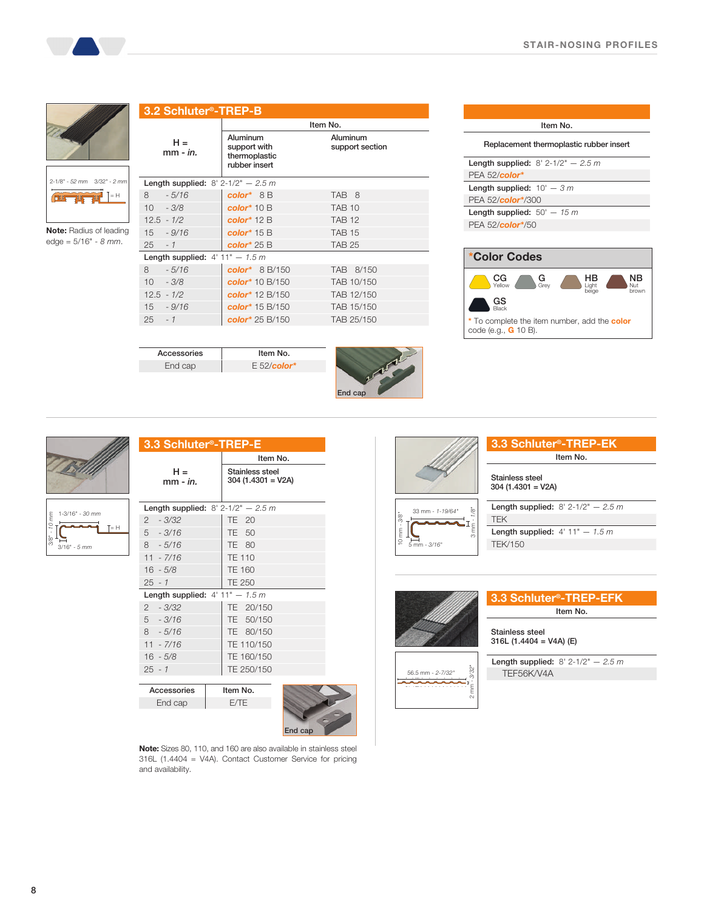## 3.2 Schluter®-TREP-B

2-1/8" - 52 mm   3/32" - 2 mm   = H

**Note:** Radius of leading edge = 5/16" - *8 mm*.

| H = mm - *in.* | Item No. Aluminum support with thermoplastic rubber insert | Aluminum support section |
|---|---|---|
| Length supplied: 8' 2-1/2" — *2.5 m* | | |
| 8 - *5/16* | *color** 8 B | TAB 8 |
| 10 - *3/8* | *color** 10 B | TAB 10 |
| 12.5 - *1/2* | *color** 12 B | TAB 12 |
| 15 - *9/16* | *color** 15 B | TAB 15 |
| 25 - *1* | *color** 25 B | TAB 25 |
| Length supplied: 4' 11" — *1.5 m* | | |
| 8 - *5/16* | *color** 8 B/150 | TAB 8/150 |
| 10 - *3/8* | *color** 10 B/150 | TAB 10/150 |
| 12.5 - *1/2* | *color** 12 B/150 | TAB 12/150 |
| 15 - *9/16* | *color** 15 B/150 | TAB 15/150 |
| 25 - *1* | *color** 25 B/150 | TAB 25/150 |

| Accessories | Item No. |
|---|---|
| End cap | E 52/*color** |

End cap

| Item No. Replacement thermoplastic rubber insert |
|---|
| Length supplied: 8' 2-1/2" — *2.5 m* |
| PEA 52/*color** |
| Length supplied: 10' — *3 m* |
| PEA 52/*color**/300 |
| Length supplied: 50' — *15 m* |
| PEA 52/*color**/50 |

### *Color Codes

CG Yellow; G Grey; HB Light beige; NB Nut brown; GS Black

\* To complete the item number, add the **color** code (e.g., **G** 10 B).

## 3.3 Schluter®-TREP-E

1-3/16" - *30 mm*   3/8" - *10 mm*   = H   3/16" - *5 mm*

| H = mm - *in.* | Item No. Stainless steel 304 (1.4301 = V2A) |
|---|---|
| Length supplied: 8' 2-1/2" — *2.5 m* | |
| 2 - *3/32* | TE 20 |
| 5 - *3/16* | TE 50 |
| 8 - *5/16* | TE 80 |
| 11 - *7/16* | TE 110 |
| 16 - *5/8* | TE 160 |
| 25 - *1* | TE 250 |
| Length supplied: 4' 11" — *1.5 m* | |
| 2 - *3/32* | TE 20/150 |
| 5 - *3/16* | TE 50/150 |
| 8 - *5/16* | TE 80/150 |
| 11 - *7/16* | TE 110/150 |
| 16 - *5/8* | TE 160/150 |
| 25 - *1* | TE 250/150 |

| Accessories | Item No. |
|---|---|
| End cap | E/TE |

End cap

**Note:** Sizes 80, 110, and 160 are also available in stainless steel 316L (1.4404 = V4A). Contact Customer Service for pricing and availability.

## 3.3 Schluter®-TREP-EK

33 mm - *1-19/64"*   10 mm - *3/8"*   3 mm - *1/8"*   5 mm - *3/16"*

| Item No. Stainless steel 304 (1.4301 = V2A) |
|---|
| Length supplied: 8' 2-1/2" — *2.5 m* |
| TEK |
| Length supplied: 4' 11" — *1.5 m* |
| TEK/150 |

## 3.3 Schluter®-TREP-EFK

56.5 mm - *2-7/32"*   2 mm - *3/32"*

| Item No. Stainless steel 316L (1.4404 = V4A) (E) |
|---|
| Length supplied: 8' 2-1/2" — *2.5 m* |
| TEF56K/V4A |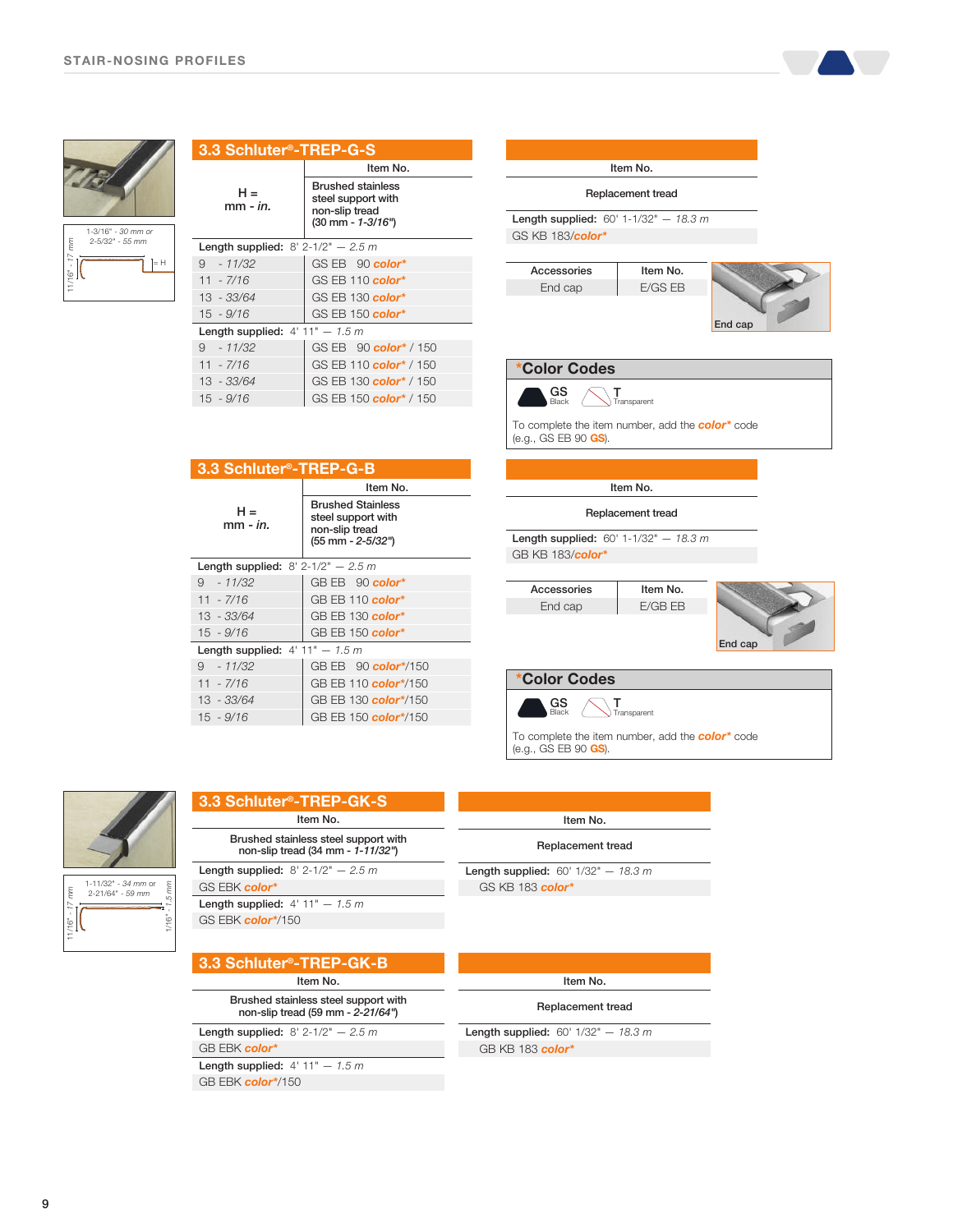## 3.3 Schluter®-TREP-G-S

| H = mm - *in.* | Item No. Brushed stainless steel support with non-slip tread (30 mm - *1-3/16"*) |
|---|---|
| Length supplied: 8' 2-1/2" — *2.5 m* | |
| 9 - *11/32* | GS EB 90 *color** |
| 11 - *7/16* | GS EB 110 *color** |
| 13 - *33/64* | GS EB 130 *color** |
| 15 - *9/16* | GS EB 150 *color** |
| Length supplied: 4' 11" — *1.5 m* | |
| 9 - *11/32* | GS EB 90 *color** / 150 |
| 11 - *7/16* | GS EB 110 *color** / 150 |
| 13 - *33/64* | GS EB 130 *color** / 150 |
| 15 - *9/16* | GS EB 150 *color** / 150 |

| Item No. |
|---|
| Replacement tread |
| Length supplied: 60' 1-1/32" — *18.3 m* |
| GS KB 183/*color** |

| Accessories | Item No. |
|---|---|
| End cap | E/GS EB |

End cap

### *Color Codes

GS Black — T Transparent

To complete the item number, add the *color** code (e.g., GS EB 90 GS).

## 3.3 Schluter®-TREP-G-B

| H = mm - *in.* | Item No. Brushed Stainless steel support with non-slip tread (55 mm - *2-5/32"*) |
|---|---|
| Length supplied: 8' 2-1/2" — *2.5 m* | |
| 9 - *11/32* | GB EB 90 *color** |
| 11 - *7/16* | GB EB 110 *color** |
| 13 - *33/64* | GB EB 130 *color** |
| 15 - *9/16* | GB EB 150 *color** |
| Length supplied: 4' 11" — *1.5 m* | |
| 9 - *11/32* | GB EB 90 *color**/150 |
| 11 - *7/16* | GB EB 110 *color**/150 |
| 13 - *33/64* | GB EB 130 *color**/150 |
| 15 - *9/16* | GB EB 150 *color**/150 |

| Item No. |
|---|
| Replacement tread |
| Length supplied: 60' 1-1/32" — *18.3 m* |
| GB KB 183/*color** |

| Accessories | Item No. |
|---|---|
| End cap | E/GB EB |

End cap

### *Color Codes

GS Black — T Transparent

To complete the item number, add the *color** code (e.g., GS EB 90 GS).

## 3.3 Schluter®-TREP-GK-S

| Item No. |
|---|
| Brushed stainless steel support with non-slip tread (34 mm - *1-11/32"*) |
| Length supplied: 8' 2-1/2" — *2.5 m* |
| GS EBK *color** |
| Length supplied: 4' 11" — *1.5 m* |
| GS EBK *color**/150 |

| Item No. |
|---|
| Replacement tread |
| Length supplied: 60' 1/32" — *18.3 m* |
| GS KB 183 *color** |

## 3.3 Schluter®-TREP-GK-B

| Item No. |
|---|
| Brushed stainless steel support with non-slip tread (59 mm - *2-21/64"*) |
| Length supplied: 8' 2-1/2" — *2.5 m* |
| GB EBK *color** |
| Length supplied: 4' 11" — *1.5 m* |
| GB EBK *color**/150 |

| Item No. |
|---|
| Replacement tread |
| Length supplied: 60' 1/32" — *18.3 m* |
| GB KB 183 *color** |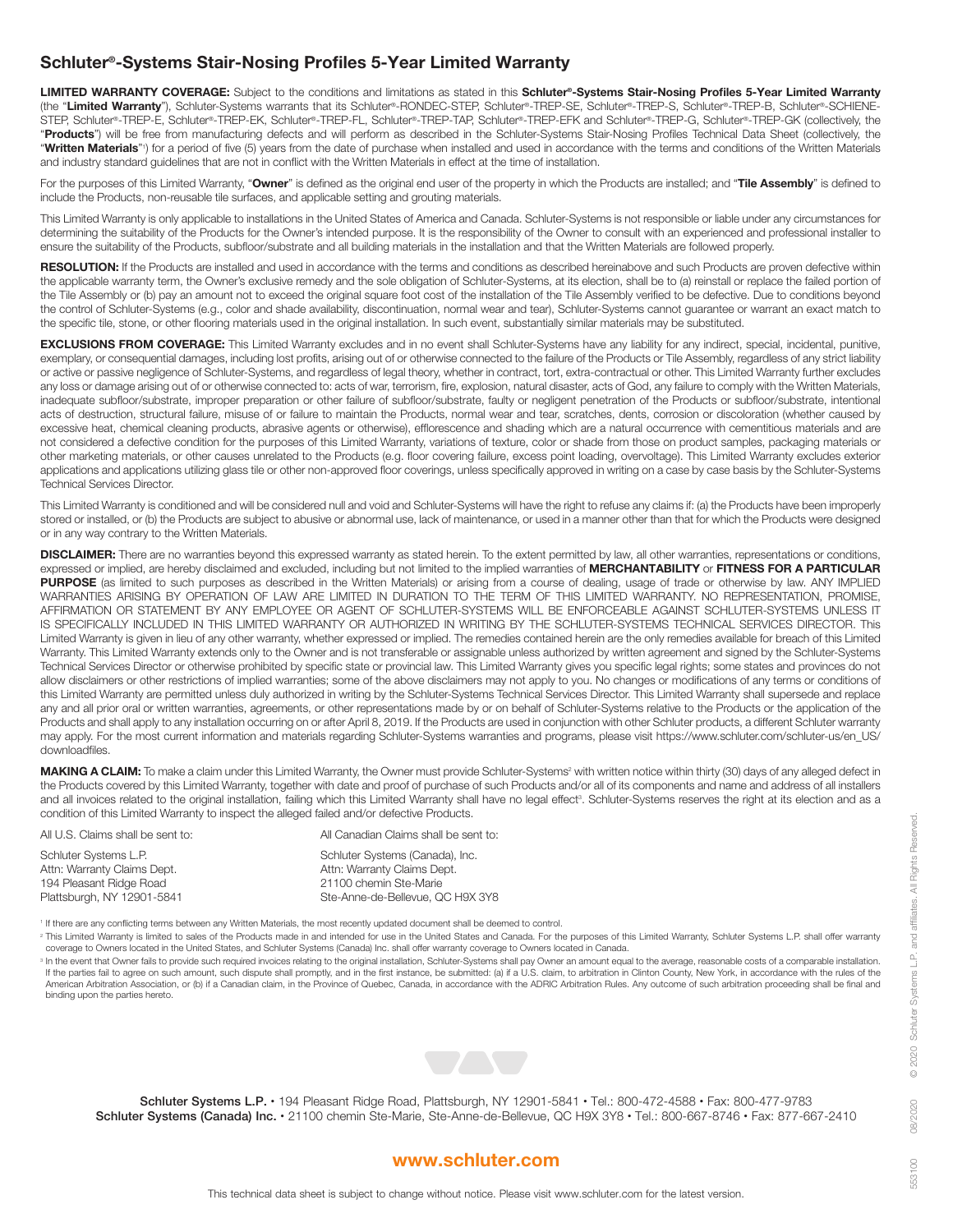## Schluter®-Systems Stair-Nosing Profiles 5-Year Limited Warranty

**LIMITED WARRANTY COVERAGE:** Subject to the conditions and limitations as stated in this **Schluter®-Systems Stair-Nosing Profiles 5-Year Limited Warranty** (the "**Limited Warranty**"), Schluter-Systems warrants that its Schluter®-RONDEC-STEP, Schluter®-TREP-SE, Schluter®-TREP-S, Schluter®-TREP-B, Schluter®-SCHIENE-STEP, Schluter®-TREP-E, Schluter®-TREP-EK, Schluter®-TREP-FL, Schluter®-TREP-TAP, Schluter®-TREP-EFK and Schluter®-TREP-G, Schluter®-TREP-GK (collectively, the "**Products**") will be free from manufacturing defects and will perform as described in the Schluter-Systems Stair-Nosing Profiles Technical Data Sheet (collectively, the "**Written Materials**"[1]) for a period of five (5) years from the date of purchase when installed and used in accordance with the terms and conditions of the Written Materials and industry standard guidelines that are not in conflict with the Written Materials in effect at the time of installation.

For the purposes of this Limited Warranty, "**Owner**" is defined as the original end user of the property in which the Products are installed; and "**Tile Assembly**" is defined to include the Products, non-reusable tile surfaces, and applicable setting and grouting materials.

This Limited Warranty is only applicable to installations in the United States of America and Canada. Schluter-Systems is not responsible or liable under any circumstances for determining the suitability of the Products for the Owner's intended purpose. It is the responsibility of the Owner to consult with an experienced and professional installer to ensure the suitability of the Products, subfloor/substrate and all building materials in the installation and that the Written Materials are followed properly.

**RESOLUTION:** If the Products are installed and used in accordance with the terms and conditions as described hereinabove and such Products are proven defective within the applicable warranty term, the Owner's exclusive remedy and the sole obligation of Schluter-Systems, at its election, shall be to (a) reinstall or replace the failed portion of the Tile Assembly or (b) pay an amount not to exceed the original square foot cost of the installation of the Tile Assembly verified to be defective. Due to conditions beyond the control of Schluter-Systems (e.g., color and shade availability, discontinuation, normal wear and tear), Schluter-Systems cannot guarantee or warrant an exact match to the specific tile, stone, or other flooring materials used in the original installation. In such event, substantially similar materials may be substituted.

**EXCLUSIONS FROM COVERAGE:** This Limited Warranty excludes and in no event shall Schluter-Systems have any liability for any indirect, special, incidental, punitive, exemplary, or consequential damages, including lost profits, arising out of or otherwise connected to the failure of the Products or Tile Assembly, regardless of any strict liability or active or passive negligence of Schluter-Systems, and regardless of legal theory, whether in contract, tort, extra-contractual or other. This Limited Warranty further excludes any loss or damage arising out of or otherwise connected to: acts of war, terrorism, fire, explosion, natural disaster, acts of God, any failure to comply with the Written Materials, inadequate subfloor/substrate, improper preparation or other failure of subfloor/substrate, faulty or negligent penetration of the Products or subfloor/substrate, intentional acts of destruction, structural failure, misuse of or failure to maintain the Products, normal wear and tear, scratches, dents, corrosion or discoloration (whether caused by excessive heat, chemical cleaning products, abrasive agents or otherwise), efflorescence and shading which are a natural occurrence with cementitious materials and are not considered a defective condition for the purposes of this Limited Warranty, variations of texture, color or shade from those on product samples, packaging materials or other marketing materials, or other causes unrelated to the Products (e.g. floor covering failure, excess point loading, overvoltage). This Limited Warranty excludes exterior applications and applications utilizing glass tile or other non-approved floor coverings, unless specifically approved in writing on a case by case basis by the Schluter-Systems Technical Services Director.

This Limited Warranty is conditioned and will be considered null and void and Schluter-Systems will have the right to refuse any claims if: (a) the Products have been improperly stored or installed, or (b) the Products are subject to abusive or abnormal use, lack of maintenance, or used in a manner other than that for which the Products were designed or in any way contrary to the Written Materials.

**DISCLAIMER:** There are no warranties beyond this expressed warranty as stated herein. To the extent permitted by law, all other warranties, representations or conditions, expressed or implied, are hereby disclaimed and excluded, including but not limited to the implied warranties of **MERCHANTABILITY** or **FITNESS FOR A PARTICULAR PURPOSE** (as limited to such purposes as described in the Written Materials) or arising from a course of dealing, usage of trade or otherwise by law. ANY IMPLIED WARRANTIES ARISING BY OPERATION OF LAW ARE LIMITED IN DURATION TO THE TERM OF THIS LIMITED WARRANTY. NO REPRESENTATION, PROMISE, AFFIRMATION OR STATEMENT BY ANY EMPLOYEE OR AGENT OF SCHLUTER-SYSTEMS WILL BE ENFORCEABLE AGAINST SCHLUTER-SYSTEMS UNLESS IT IS SPECIFICALLY INCLUDED IN THIS LIMITED WARRANTY OR AUTHORIZED IN WRITING BY THE SCHLUTER-SYSTEMS TECHNICAL SERVICES DIRECTOR. This Limited Warranty is given in lieu of any other warranty, whether expressed or implied. The remedies contained herein are the only remedies available for breach of this Limited Warranty. This Limited Warranty extends only to the Owner and is not transferable or assignable unless authorized by written agreement and signed by the Schluter-Systems Technical Services Director or otherwise prohibited by specific state or provincial law. This Limited Warranty gives you specific legal rights; some states and provinces do not allow disclaimers or other restrictions of implied warranties; some of the above disclaimers may not apply to you. No changes or modifications of any terms or conditions of this Limited Warranty are permitted unless duly authorized in writing by the Schluter-Systems Technical Services Director. This Limited Warranty shall supersede and replace any and all prior oral or written warranties, agreements, or other representations made by or on behalf of Schluter-Systems relative to the Products or the application of the Products and shall apply to any installation occurring on or after April 8, 2019. If the Products are used in conjunction with other Schluter products, a different Schluter warranty may apply. For the most current information and materials regarding Schluter-Systems warranties and programs, please visit https://www.schluter.com/schluter-us/en_US/downloadfiles.

**MAKING A CLAIM:** To make a claim under this Limited Warranty, the Owner must provide Schluter-Systems[2] with written notice within thirty (30) days of any alleged defect in the Products covered by this Limited Warranty, together with date and proof of purchase of such Products and/or all of its components and name and address of all installers and all invoices related to the original installation, failing which this Limited Warranty shall have no legal effect[3]. Schluter-Systems reserves the right at its election and as a condition of this Limited Warranty to inspect the alleged failed and/or defective Products.

All U.S. Claims shall be sent to:

Schluter Systems L.P.
Attn: Warranty Claims Dept.
194 Pleasant Ridge Road
Plattsburgh, NY 12901-5841

All Canadian Claims shall be sent to:

Schluter Systems (Canada), Inc.
Attn: Warranty Claims Dept.
21100 chemin Ste-Marie
Ste-Anne-de-Bellevue, QC H9X 3Y8

[1] If there are any conflicting terms between any Written Materials, the most recently updated document shall be deemed to control.

[2] This Limited Warranty is limited to sales of the Products made in and intended for use in the United States and Canada. For the purposes of this Limited Warranty, Schluter Systems L.P. shall offer warranty coverage to Owners located in the United States, and Schluter Systems (Canada) Inc. shall offer warranty coverage to Owners located in Canada.

[3] In the event that Owner fails to provide such required invoices relating to the original installation, Schluter-Systems shall pay Owner an amount equal to the average, reasonable costs of a comparable installation. If the parties fail to agree on such amount, such dispute shall promptly, and in the first instance, be submitted: (a) if a U.S. claim, to arbitration in Clinton County, New York, in accordance with the rules of the American Arbitration Association, or (b) if a Canadian claim, in the Province of Quebec, Canada, in accordance with the ADRIC Arbitration Rules. Any outcome of such arbitration proceeding shall be final and binding upon the parties hereto.

**Schluter Systems L.P.** • 194 Pleasant Ridge Road, Plattsburgh, NY 12901-5841 • Tel.: 800-472-4588 • Fax: 800-477-9783
**Schluter Systems (Canada) Inc.** • 21100 chemin Ste-Marie, Ste-Anne-de-Bellevue, QC H9X 3Y8 • Tel.: 800-667-8746 • Fax: 877-667-2410

**www.schluter.com**

This technical data sheet is subject to change without notice. Please visit www.schluter.com for the latest version.

553100 08/2020 © 2020 Schluter Systems L.P. and affiliates. All Rights Reserved.